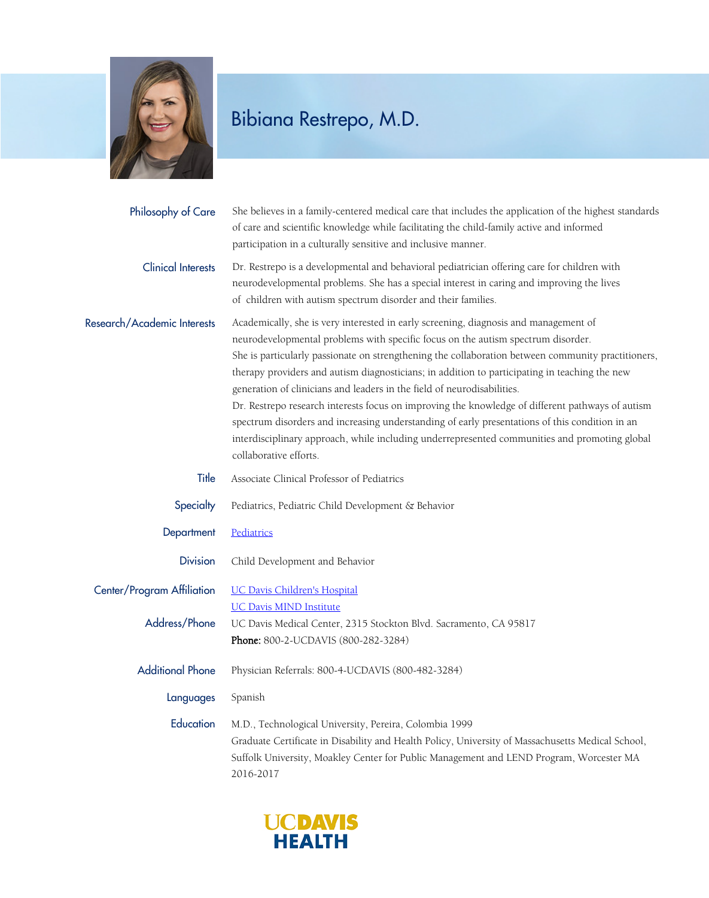# Bibiana Restrepo, M.D.

**Philosophy of Care**

She believes in a family-centered medical care that includes the application of the highest standards of care and scientific knowledge while facilitating the child-family active and informed participation in a culturally sensitive and inclusive manner.

**Clinical Interests**

Dr. Restrepo is a developmental and behavioral pediatrician offering care for children with neurodevelopmental problems. She has a special interest in caring and improving the lives of children with autism spectrum disorder and their families.

**Research/Academic Interests**

Academically, she is very interested in early screening, diagnosis and management of neurodevelopmental problems with specific focus on the autism spectrum disorder.
She is particularly passionate on strengthening the collaboration between community practitioners, therapy providers and autism diagnosticians; in addition to participating in teaching the new generation of clinicians and leaders in the field of neurodisabilities.
Dr. Restrepo research interests focus on improving the knowledge of different pathways of autism spectrum disorders and increasing understanding of early presentations of this condition in an interdisciplinary approach, while including underrepresented communities and promoting global collaborative efforts.

**Title**

Associate Clinical Professor of Pediatrics

**Specialty**

Pediatrics, Pediatric Child Development & Behavior

**Department**

Pediatrics

**Division**

Child Development and Behavior

**Center/Program Affiliation**

UC Davis Children's Hospital
UC Davis MIND Institute

**Address/Phone**

UC Davis Medical Center, 2315 Stockton Blvd. Sacramento, CA 95817
**Phone:** 800-2-UCDAVIS (800-282-3284)

**Additional Phone**

Physician Referrals: 800-4-UCDAVIS (800-482-3284)

**Languages**

Spanish

**Education**

M.D., Technological University, Pereira, Colombia 1999
Graduate Certificate in Disability and Health Policy, University of Massachusetts Medical School, Suffolk University, Moakley Center for Public Management and LEND Program, Worcester MA 2016-2017

UC DAVIS HEALTH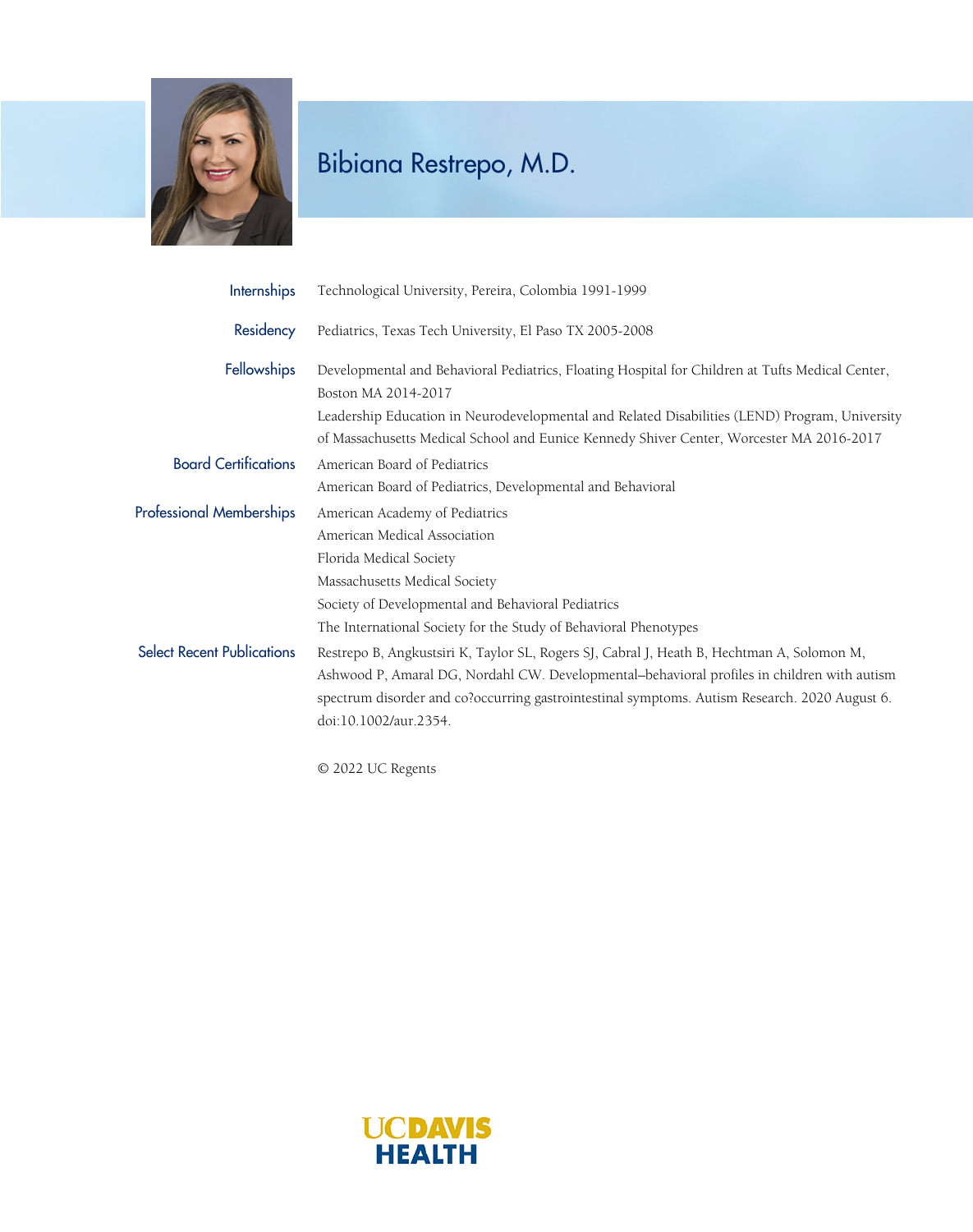# Bibiana Restrepo, M.D.

**Internships**

Technological University, Pereira, Colombia 1991-1999

**Residency**

Pediatrics, Texas Tech University, El Paso TX 2005-2008

**Fellowships**

Developmental and Behavioral Pediatrics, Floating Hospital for Children at Tufts Medical Center, Boston MA 2014-2017

Leadership Education in Neurodevelopmental and Related Disabilities (LEND) Program, University of Massachusetts Medical School and Eunice Kennedy Shiver Center, Worcester MA 2016-2017

**Board Certifications**

American Board of Pediatrics

American Board of Pediatrics, Developmental and Behavioral

**Professional Memberships**

American Academy of Pediatrics

American Medical Association

Florida Medical Society

Massachusetts Medical Society

Society of Developmental and Behavioral Pediatrics

The International Society for the Study of Behavioral Phenotypes

**Select Recent Publications**

Restrepo B, Angkustsiri K, Taylor SL, Rogers SJ, Cabral J, Heath B, Hechtman A, Solomon M, Ashwood P, Amaral DG, Nordahl CW. Developmental–behavioral profiles in children with autism spectrum disorder and co?occurring gastrointestinal symptoms. Autism Research. 2020 August 6. doi:10.1002/aur.2354.

© 2022 UC Regents

UC DAVIS HEALTH